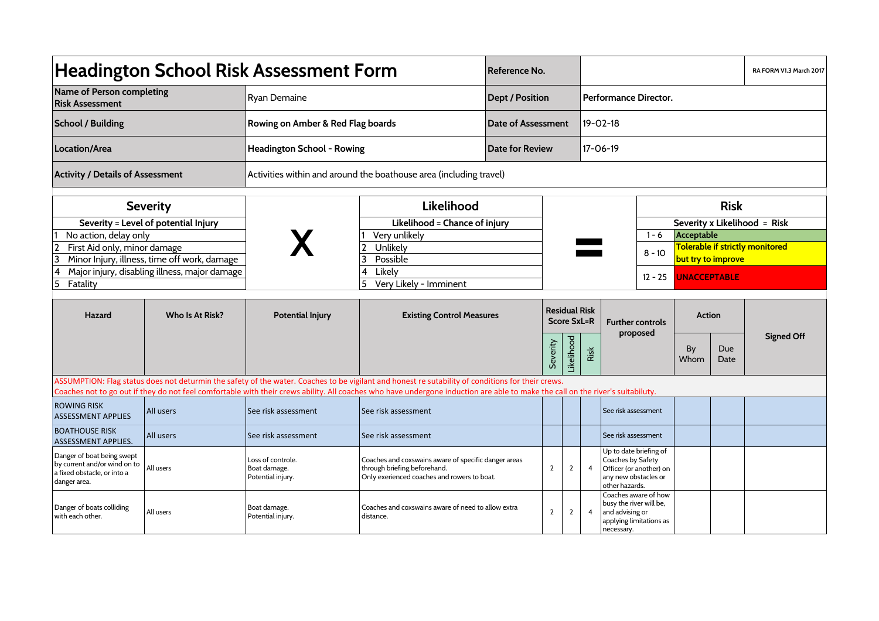# Headington School Risk Assessment Form

| | | | | |
|---|---|---|---|---|
| **Headington School Risk Assessment Form** | | **Reference No.** | | **RA FORM V1.3 March 2017** |
| **Name of Person completing Risk Assessment** | Ryan Demaine | **Dept / Position** | **Performance Director.** | |
| **School / Building** | **Rowing on Amber & Red Flag boards** | **Date of Assessment** | 19-02-18 | |
| **Location/Area** | **Headington School - Rowing** | **Date for Review** | 17-06-19 | |
| **Activity / Details of Assessment** | Activities within and around the boathouse area (including travel) | | | |

| Severity | | Likelihood | | Risk | |
|---|---|---|---|---|---|
| **Severity = Level of potential Injury** | X | **Likelihood = Chance of injury** | = | **Severity x Likelihood = Risk** | |
| 1 No action, delay only | | 1 Very unlikely | | 1 - 6 | **Acceptable** |
| 2 First Aid only, minor damage | | 2 Unlikely | | 8 - 10 | **Tolerable if strictly monitored but try to improve** |
| 3 Minor Injury, illness, time off work, damage | | 3 Possible | | | |
| 4 Major injury, disabling illness, major damage | | 4 Likely | | 12 - 25 | **UNACCEPTABLE** |
| 5 Fatality | | 5 Very Likely - Imminent | | | |

| Hazard | Who Is At Risk? | Potential Injury | Existing Control Measures | Residual Risk Score SxL=R | | | Further controls proposed | Action | | Signed Off |
|---|---|---|---|---|---|---|---|---|---|---|
| | | | | Severity | Likelihood | Risk | | By Whom | Due Date | |
| ASSUMPTION: Flag status does not deturmin the safety of the water. Coaches to be vigilant and honest re sutability of conditions for their crews. Coaches not to go out if they do not feel comfortable with their crews ability. All coaches who have undergone induction are able to make the call on the river's suitability. | | | | | | | | | | |
| ROWING RISK ASSESSMENT APPLIES | All users | See risk assessment | See risk assessment | | | | See risk assessment | | | |
| BOATHOUSE RISK ASSESSMENT APPLIES. | All users | See risk assessment | See risk assessment | | | | See risk assessment | | | |
| Danger of boat being swept by current and/or wind on to a fixed obstacle, or into a danger area. | All users | Loss of controle. Boat damage. Potential injury. | Coaches and coxswains aware of specific danger areas through briefing beforehand. Only exerienced coaches and rowers to boat. | 2 | 2 | 4 | Up to date briefing of Coaches by Safety Officer (or another) on any new obstacles or other hazards. | | | |
| Danger of boats colliding with each other. | All users | Boat damage. Potential injury. | Coaches and coxswains aware of need to allow extra distance. | 2 | 2 | 4 | Coaches aware of how busy the river will be, and advising or applying limitations as necessary. | | | |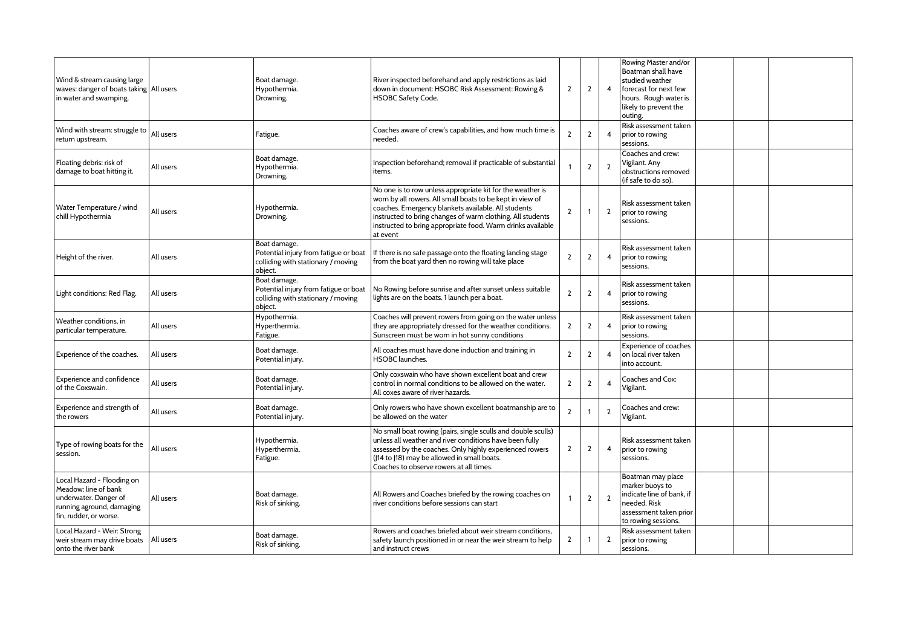| | | | | | | | | | | |
|---|---|---|---|---|---|---|---|---|---|---|
| Wind & stream causing large waves: danger of boats taking in water and swamping. | All users | Boat damage.<br>Hypothermia.<br>Drowning. | River inspected beforehand and apply restrictions as laid down in document: HSOBC Risk Assessment: Rowing & HSOBC Safety Code. | 2 | 2 | 4 | Rowing Master and/or Boatman shall have studied weather forecast for next few hours. Rough water is likely to prevent the outing. | | | |
| Wind with stream: struggle to return upstream. | All users | Fatigue. | Coaches aware of crew's capabilities, and how much time is needed. | 2 | 2 | 4 | Risk assessment taken prior to rowing sessions. | | | |
| Floating debris: risk of damage to boat hitting it. | All users | Boat damage.<br>Hypothermia.<br>Drowning. | Inspection beforehand; removal if practicable of substantial items. | 1 | 2 | 2 | Coaches and crew: Vigilant. Any obstructions removed (if safe to do so). | | | |
| Water Temperature / wind chill Hypothermia | All users | Hypothermia.<br>Drowning. | No one is to row unless appropriate kit for the weather is worn by all rowers. All small boats to be kept in view of coaches. Emergency blankets available. All students instructed to bring changes of warm clothing. All students instructed to bring appropriate food. Warm drinks available at event | 2 | 1 | 2 | Risk assessment taken prior to rowing sessions. | | | |
| Height of the river. | All users | Boat damage.<br>Potential injury from fatigue or boat colliding with stationary / moving object. | If there is no safe passage onto the floating landing stage from the boat yard then no rowing will take place | 2 | 2 | 4 | Risk assessment taken prior to rowing sessions. | | | |
| Light conditions: Red Flag. | All users | Boat damage.<br>Potential injury from fatigue or boat colliding with stationary / moving object. | No Rowing before sunrise and after sunset unless suitable lights are on the boats. 1 launch per a boat. | 2 | 2 | 4 | Risk assessment taken prior to rowing sessions. | | | |
| Weather conditions, in particular temperature. | All users | Hypothermia.<br>Hyperthermia.<br>Fatigue. | Coaches will prevent rowers from going on the water unless they are appropriately dressed for the weather conditions. Sunscreen must be worn in hot sunny conditions | 2 | 2 | 4 | Risk assessment taken prior to rowing sessions. | | | |
| Experience of the coaches. | All users | Boat damage.<br>Potential injury. | All coaches must have done induction and training in HSOBC launches. | 2 | 2 | 4 | Experience of coaches on local river taken into account. | | | |
| Experience and confidence of the Coxswain. | All users | Boat damage.<br>Potential injury. | Only coxswain who have shown excellent boat and crew control in normal conditions to be allowed on the water. All coxes aware of river hazards. | 2 | 2 | 4 | Coaches and Cox: Vigilant. | | | |
| Experience and strength of the rowers | All users | Boat damage.<br>Potential injury. | Only rowers who have shown excellent boatmanship are to be allowed on the water | 2 | 1 | 2 | Coaches and crew: Vigilant. | | | |
| Type of rowing boats for the session. | All users | Hypothermia.<br>Hyperthermia.<br>Fatigue. | No small boat rowing (pairs, single sculls and double sculls) unless all weather and river conditions have been fully assessed by the coaches. Only highly experienced rowers (J14 to J18) may be allowed in small boats.<br>Coaches to observe rowers at all times. | 2 | 2 | 4 | Risk assessment taken prior to rowing sessions. | | | |
| Local Hazard - Flooding on Meadow: line of bank underwater. Danger of running aground, damaging fin, rudder, or worse. | All users | Boat damage.<br>Risk of sinking. | All Rowers and Coaches briefed by the rowing coaches on river conditions before sessions can start | 1 | 2 | 2 | Boatman may place marker buoys to indicate line of bank, if needed. Risk assessment taken prior to rowing sessions. | | | |
| Local Hazard - Weir: Strong weir stream may drive boats onto the river bank | All users | Boat damage.<br>Risk of sinking. | Rowers and coaches briefed about weir stream conditions, safety launch positioned in or near the weir stream to help and instruct crews | 2 | 1 | 2 | Risk assessment taken prior to rowing sessions. | | | |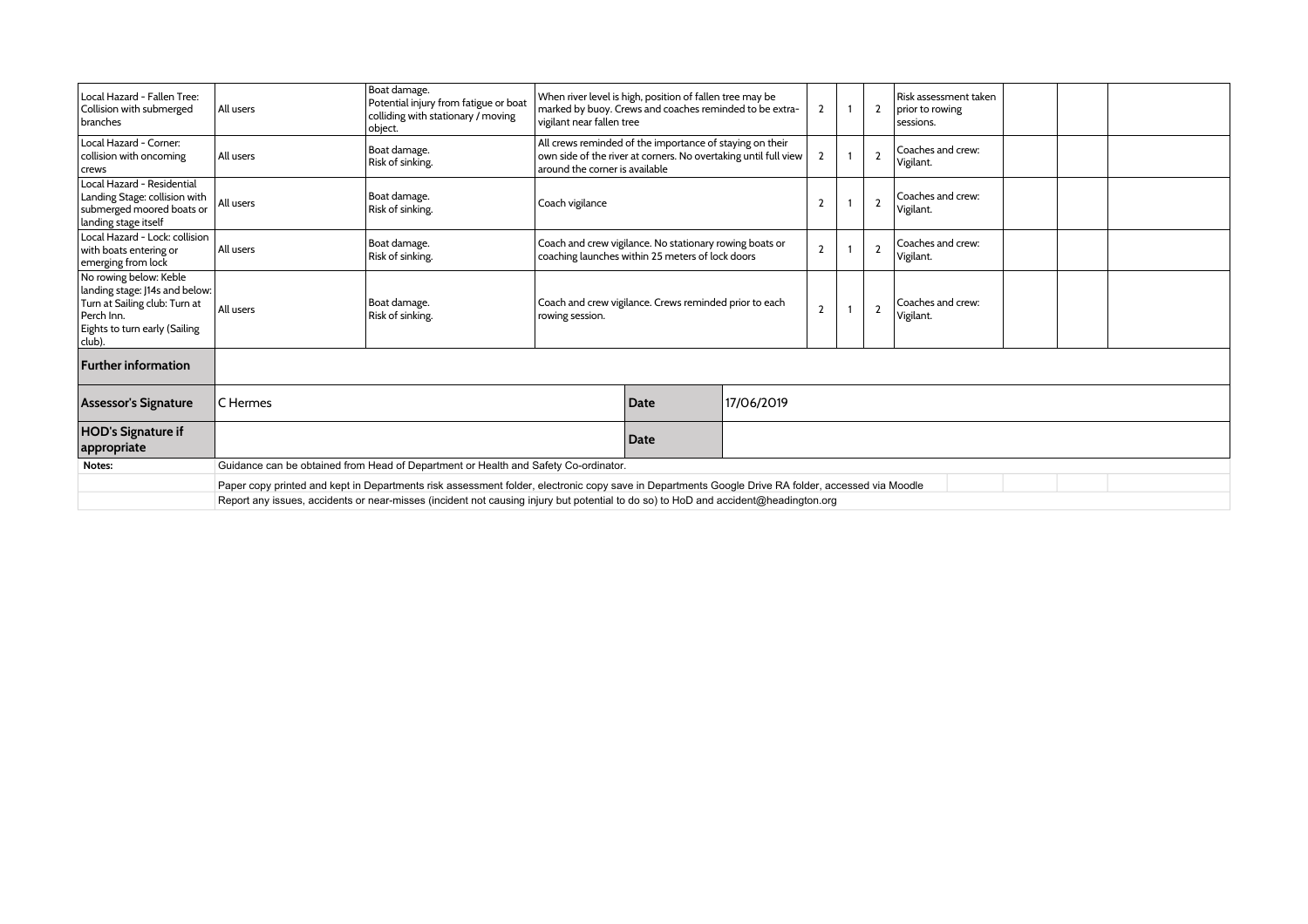| | | | | | | | | | | |
|---|---|---|---|---|---|---|---|---|---|---|
| Local Hazard - Fallen Tree: Collision with submerged branches | All users | Boat damage. Potential injury from fatigue or boat colliding with stationary / moving object. | When river level is high, position of fallen tree may be marked by buoy. Crews and coaches reminded to be extra-vigilant near fallen tree | 2 | 1 | 2 | Risk assessment taken prior to rowing sessions. | | | |
| Local Hazard - Corner: collision with oncoming crews | All users | Boat damage. Risk of sinking. | All crews reminded of the importance of staying on their own side of the river at corners. No overtaking until full view around the corner is available | 2 | 1 | 2 | Coaches and crew: Vigilant. | | | |
| Local Hazard - Residential Landing Stage: collision with submerged moored boats or landing stage itself | All users | Boat damage. Risk of sinking. | Coach vigilance | 2 | 1 | 2 | Coaches and crew: Vigilant. | | | |
| Local Hazard - Lock: collision with boats entering or emerging from lock | All users | Boat damage. Risk of sinking. | Coach and crew vigilance. No stationary rowing boats or coaching launches within 25 meters of lock doors | 2 | 1 | 2 | Coaches and crew: Vigilant. | | | |
| No rowing below: Keble landing stage: J14s and below: Turn at Sailing club: Turn at Perch Inn. Eights to turn early (Sailing club). | All users | Boat damage. Risk of sinking. | Coach and crew vigilance. Crews reminded prior to each rowing session. | 2 | 1 | 2 | Coaches and crew: Vigilant. | | | |

| | | | |
|---|---|---|---|
| **Further information** | | | |
| **Assessor's Signature** | C Hermes | **Date** | 17/06/2019 |
| **HOD's Signature if appropriate** | | **Date** | |

**Notes:** Guidance can be obtained from Head of Department or Health and Safety Co-ordinator.

Paper copy printed and kept in Departments risk assessment folder, electronic copy save in Departments Google Drive RA folder, accessed via Moodle

Report any issues, accidents or near-misses (incident not causing injury but potential to do so) to HoD and accident@headington.org